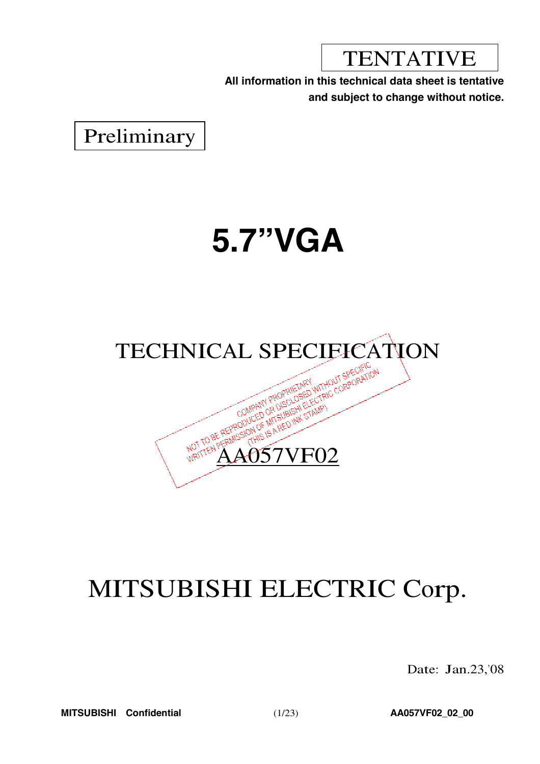TENTATIVE

**All information in this technical data sheet is tentative and subject to change without notice.**

Preliminary

# 5.7"VGA

## TECHNICAL SPECIFICATION

COMPANY PROPRIETARY
NOT TO BE REPRODUCED OR DISCLOSED WITHOUT SPECIFIC WRITTEN PERMISSION OF MITSUBISHI ELECTRIC CORPORATION
(THIS IS A RED INK STAMP)

## AA057VF02

# MITSUBISHI ELECTRIC Corp.

Date: Jan.23,'08

**MITSUBISHI Confidential** **AA057VF02_02_00**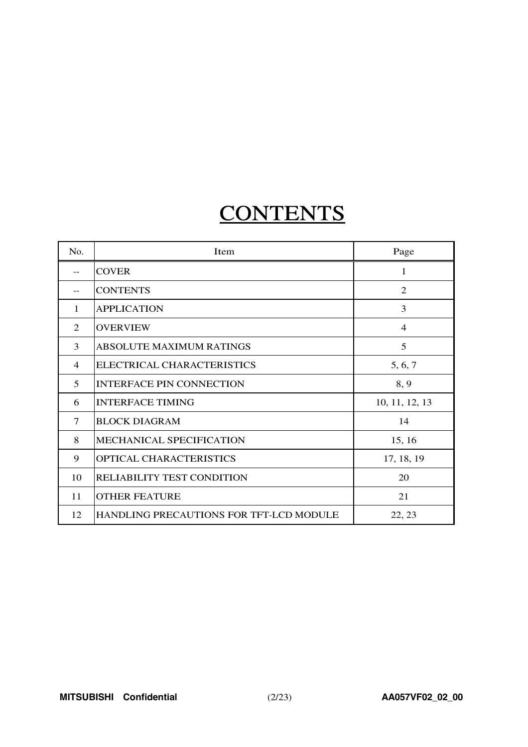# CONTENTS

| No. | Item | Page |
| --- | --- | --- |
| -- | COVER | 1 |
| -- | CONTENTS | 2 |
| 1 | APPLICATION | 3 |
| 2 | OVERVIEW | 4 |
| 3 | ABSOLUTE MAXIMUM RATINGS | 5 |
| 4 | ELECTRICAL CHARACTERISTICS | 5, 6, 7 |
| 5 | INTERFACE PIN CONNECTION | 8, 9 |
| 6 | INTERFACE TIMING | 10, 11, 12, 13 |
| 7 | BLOCK DIAGRAM | 14 |
| 8 | MECHANICAL SPECIFICATION | 15, 16 |
| 9 | OPTICAL CHARACTERISTICS | 17, 18, 19 |
| 10 | RELIABILITY TEST CONDITION | 20 |
| 11 | OTHER FEATURE | 21 |
| 12 | HANDLING PRECAUTIONS FOR TFT-LCD MODULE | 22, 23 |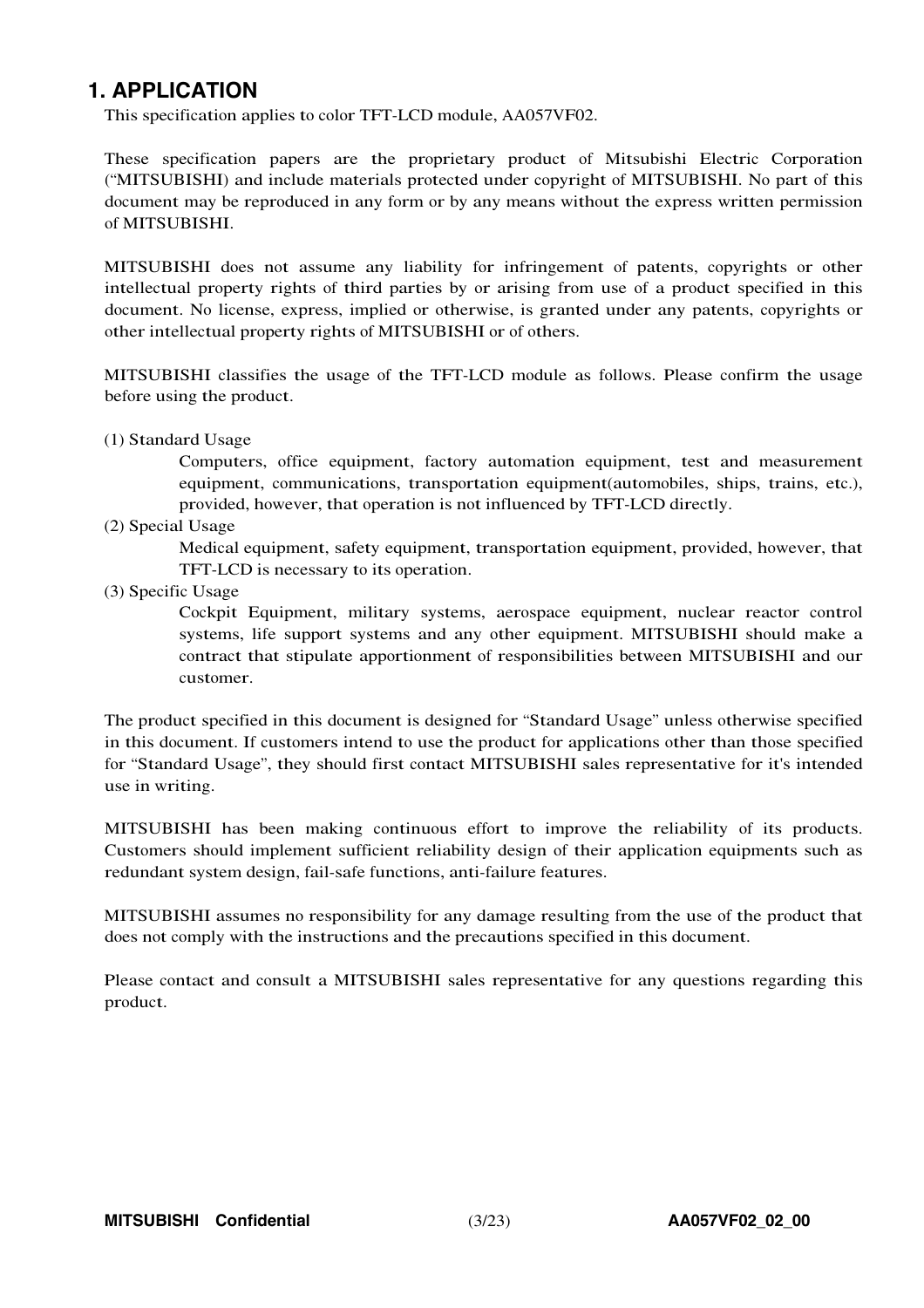# 1. APPLICATION

This specification applies to color TFT-LCD module, AA057VF02.

These specification papers are the proprietary product of Mitsubishi Electric Corporation ("MITSUBISHI) and include materials protected under copyright of MITSUBISHI. No part of this document may be reproduced in any form or by any means without the express written permission of MITSUBISHI.

MITSUBISHI does not assume any liability for infringement of patents, copyrights or other intellectual property rights of third parties by or arising from use of a product specified in this document. No license, express, implied or otherwise, is granted under any patents, copyrights or other intellectual property rights of MITSUBISHI or of others.

MITSUBISHI classifies the usage of the TFT-LCD module as follows. Please confirm the usage before using the product.

(1) Standard Usage

Computers, office equipment, factory automation equipment, test and measurement equipment, communications, transportation equipment(automobiles, ships, trains, etc.), provided, however, that operation is not influenced by TFT-LCD directly.

(2) Special Usage

Medical equipment, safety equipment, transportation equipment, provided, however, that TFT-LCD is necessary to its operation.

(3) Specific Usage

Cockpit Equipment, military systems, aerospace equipment, nuclear reactor control systems, life support systems and any other equipment. MITSUBISHI should make a contract that stipulate apportionment of responsibilities between MITSUBISHI and our customer.

The product specified in this document is designed for "Standard Usage" unless otherwise specified in this document. If customers intend to use the product for applications other than those specified for "Standard Usage", they should first contact MITSUBISHI sales representative for it's intended use in writing.

MITSUBISHI has been making continuous effort to improve the reliability of its products. Customers should implement sufficient reliability design of their application equipments such as redundant system design, fail-safe functions, anti-failure features.

MITSUBISHI assumes no responsibility for any damage resulting from the use of the product that does not comply with the instructions and the precautions specified in this document.

Please contact and consult a MITSUBISHI sales representative for any questions regarding this product.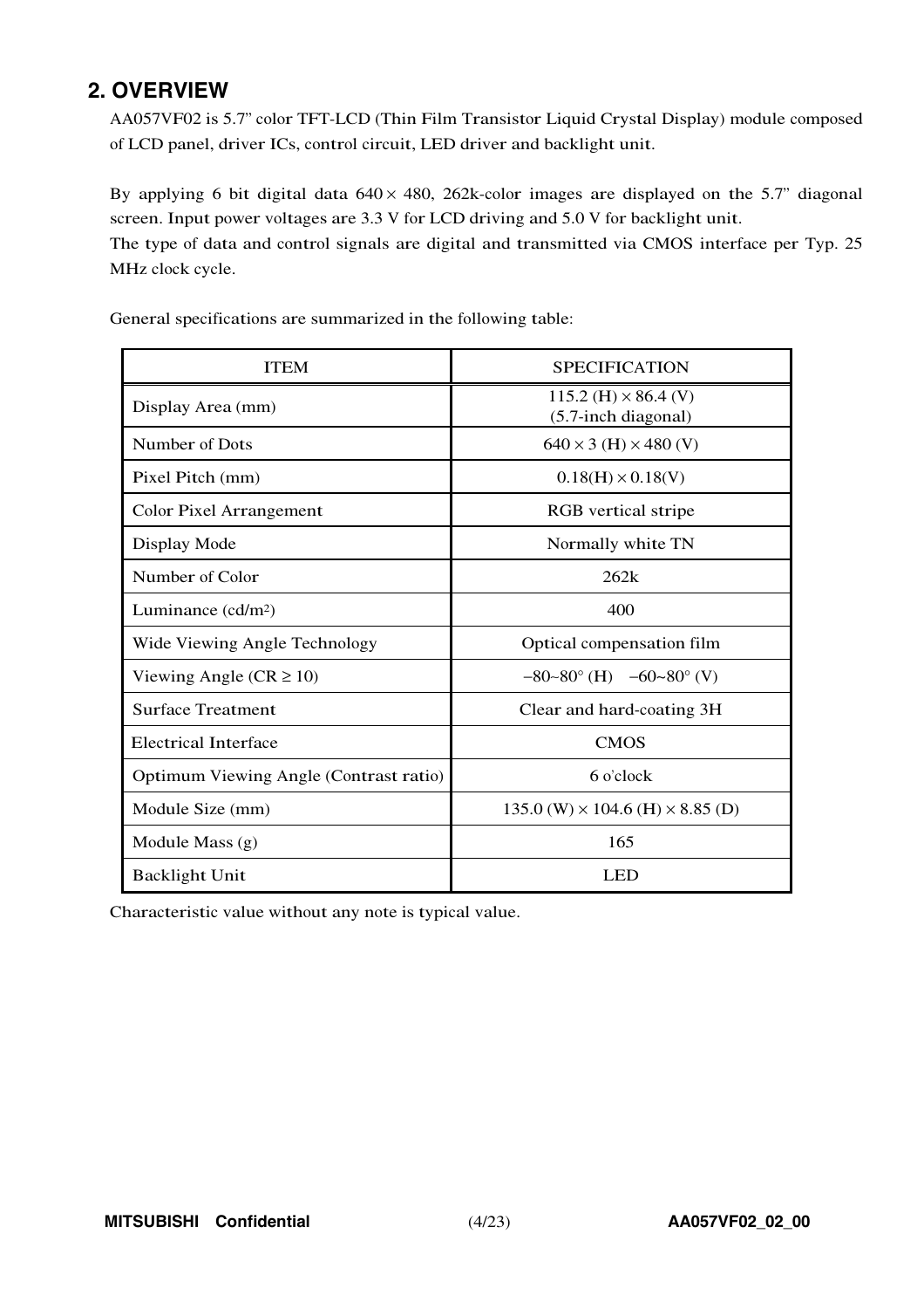## 2. OVERVIEW

AA057VF02 is 5.7" color TFT-LCD (Thin Film Transistor Liquid Crystal Display) module composed of LCD panel, driver ICs, control circuit, LED driver and backlight unit.

By applying 6 bit digital data 640 × 480, 262k-color images are displayed on the 5.7" diagonal screen. Input power voltages are 3.3 V for LCD driving and 5.0 V for backlight unit.
The type of data and control signals are digital and transmitted via CMOS interface per Typ. 25 MHz clock cycle.

General specifications are summarized in the following table:

| ITEM | SPECIFICATION |
|---|---|
| Display Area (mm) | 115.2 (H) × 86.4 (V)<br>(5.7-inch diagonal) |
| Number of Dots | 640 × 3 (H) × 480 (V) |
| Pixel Pitch (mm) | 0.18(H) × 0.18(V) |
| Color Pixel Arrangement | RGB vertical stripe |
| Display Mode | Normally white TN |
| Number of Color | 262k |
| Luminance (cd/m$^2$) | 400 |
| Wide Viewing Angle Technology | Optical compensation film |
| Viewing Angle (CR ≥ 10) | −80~80° (H)  −60~80° (V) |
| Surface Treatment | Clear and hard-coating 3H |
| Electrical Interface | CMOS |
| Optimum Viewing Angle (Contrast ratio) | 6 o'clock |
| Module Size (mm) | 135.0 (W) × 104.6 (H) × 8.85 (D) |
| Module Mass (g) | 165 |
| Backlight Unit | LED |

Characteristic value without any note is typical value.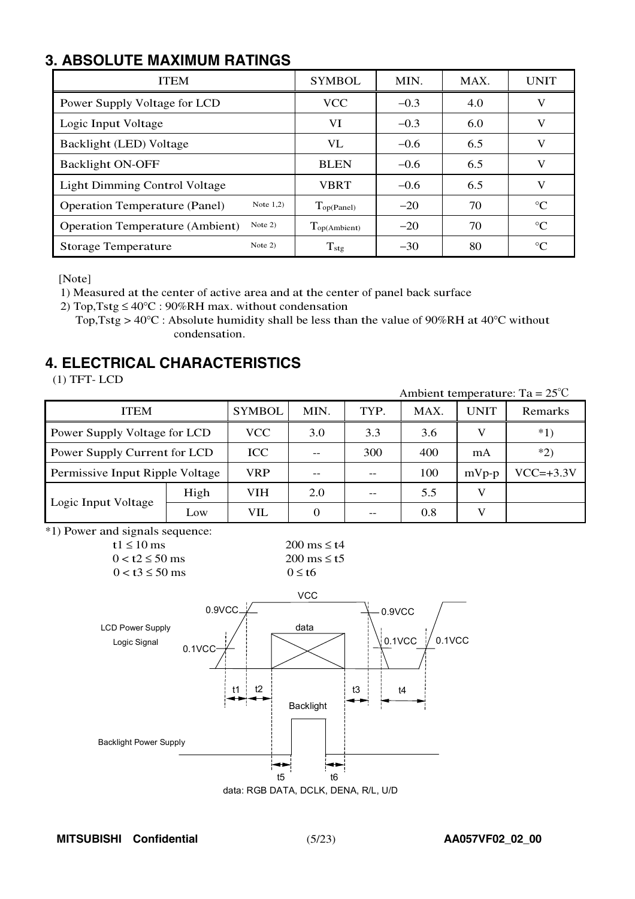## 3. ABSOLUTE MAXIMUM RATINGS

| ITEM | | SYMBOL | MIN. | MAX. | UNIT |
|---|---|---|---|---|---|
| Power Supply Voltage for LCD | | VCC | −0.3 | 4.0 | V |
| Logic Input Voltage | | VI | −0.3 | 6.0 | V |
| Backlight (LED) Voltage | | VL | −0.6 | 6.5 | V |
| Backlight ON-OFF | | BLEN | −0.6 | 6.5 | V |
| Light Dimming Control Voltage | | VBRT | −0.6 | 6.5 | V |
| Operation Temperature (Panel) | Note 1,2) | $T_{op(Panel)}$ | −20 | 70 | °C |
| Operation Temperature (Ambient) | Note 2) | $T_{op(Ambient)}$ | −20 | 70 | °C |
| Storage Temperature | Note 2) | $T_{stg}$ | −30 | 80 | °C |

[Note]

1) Measured at the center of active area and at the center of panel back surface
2) Top,Tstg ≤ 40°C : 90%RH max. without condensation
   Top,Tstg > 40°C : Absolute humidity shall be less than the value of 90%RH at 40°C without condensation.

## 4. ELECTRICAL CHARACTERISTICS

(1) TFT- LCD

Ambient temperature: Ta = 25°C

| ITEM | | SYMBOL | MIN. | TYP. | MAX. | UNIT | Remarks |
|---|---|---|---|---|---|---|---|
| Power Supply Voltage for LCD | | VCC | 3.0 | 3.3 | 3.6 | V | *1) |
| Power Supply Current for LCD | | ICC | -- | 300 | 400 | mA | *2) |
| Permissive Input Ripple Voltage | | VRP | -- | -- | 100 | mVp-p | VCC=+3.3V |
| Logic Input Voltage | High | VIH | 2.0 | -- | 5.5 | V | |
| | Low | VIL | 0 | -- | 0.8 | V | |

*1) Power and signals sequence:

| | |
|---|---|
| t1 ≤ 10 ms | 200 ms ≤ t4 |
| 0 < t2 ≤ 50 ms | 200 ms ≤ t5 |
| 0 < t3 ≤ 50 ms | 0 ≤ t6 |

LCD Power Supply / Logic Signal: VCC, 0.9VCC, 0.1VCC, data, t1, t2, t3, t4

Backlight Power Supply: Backlight, t5, t6

data: RGB DATA, DCLK, DENA, R/L, U/D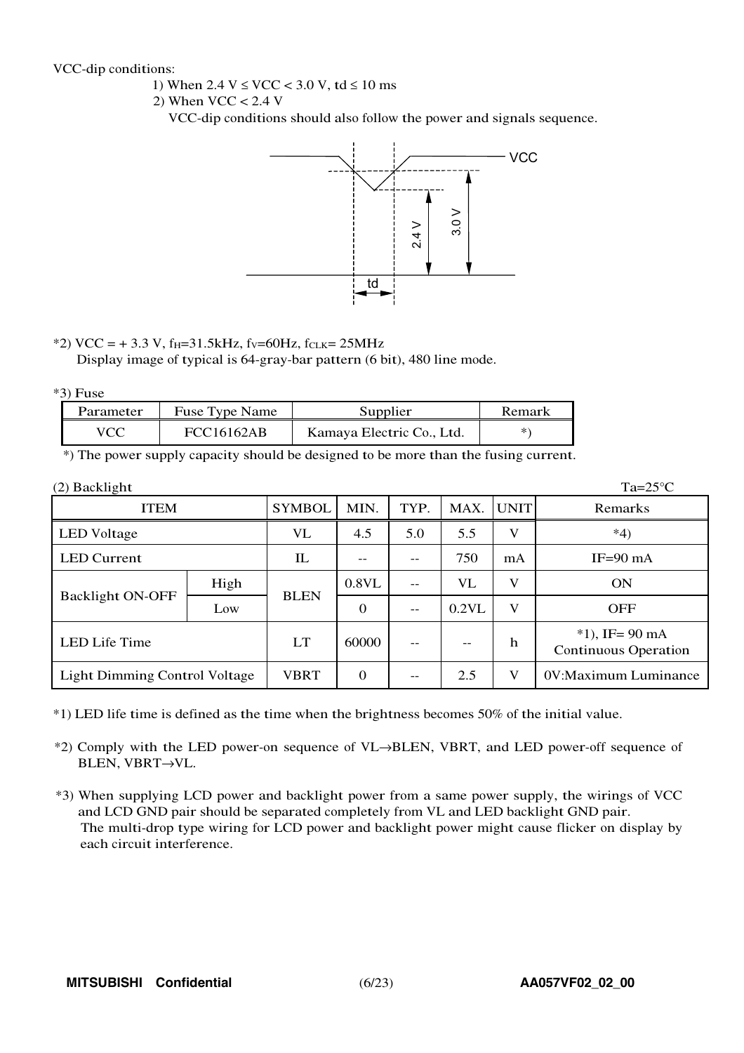VCC-dip conditions:

1) When 2.4 V ≤ VCC < 3.0 V, td ≤ 10 ms
2) When VCC < 2.4 V
   VCC-dip conditions should also follow the power and signals sequence.

*2) VCC = + 3.3 V, $f_H$=31.5kHz, $f_V$=60Hz, $f_{CLK}$= 25MHz
Display image of typical is 64-gray-bar pattern (6 bit), 480 line mode.

*3) Fuse

| Parameter | Fuse Type Name | Supplier | Remark |
|---|---|---|---|
| VCC | FCC16162AB | Kamaya Electric Co., Ltd. | *) |

*) The power supply capacity should be designed to be more than the fusing current.

(2) Backlight

Ta=25°C

| ITEM | | SYMBOL | MIN. | TYP. | MAX. | UNIT | Remarks |
|---|---|---|---|---|---|---|---|
| LED Voltage | | VL | 4.5 | 5.0 | 5.5 | V | *4) |
| LED Current | | IL | -- | -- | 750 | mA | IF=90 mA |
| Backlight ON-OFF | High | BLEN | 0.8VL | -- | VL | V | ON |
| | Low | | 0 | -- | 0.2VL | V | OFF |
| LED Life Time | | LT | 60000 | -- | -- | h | *1), IF= 90 mA Continuous Operation |
| Light Dimming Control Voltage | | VBRT | 0 | -- | 2.5 | V | 0V:Maximum Luminance |

*1) LED life time is defined as the time when the brightness becomes 50% of the initial value.

*2) Comply with the LED power-on sequence of VL→BLEN, VBRT, and LED power-off sequence of BLEN, VBRT→VL.

*3) When supplying LCD power and backlight power from a same power supply, the wirings of VCC and LCD GND pair should be separated completely from VL and LED backlight GND pair.
The multi-drop type wiring for LCD power and backlight power might cause flicker on display by each circuit interference.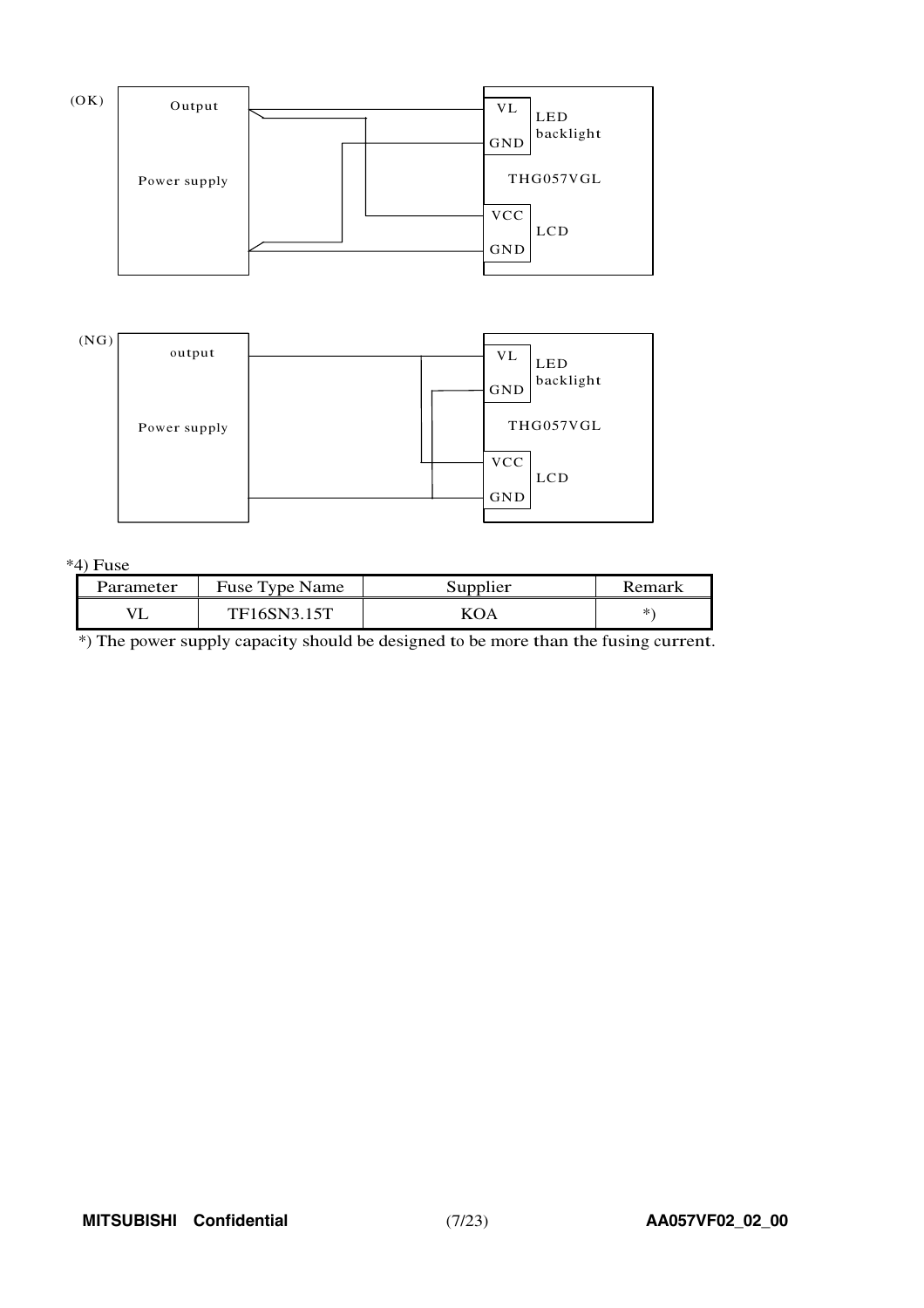(OK)

Output

Power supply

VL
GND
LED backlight

THG057VGL

VCC
GND
LCD

(NG)

output

Power supply

VL
GND
LED backlight

THG057VGL

VCC
GND
LCD

*4) Fuse

| Parameter | Fuse Type Name | Supplier | Remark |
|---|---|---|---|
| VL | TF16SN3.15T | KOA | *) |

*) The power supply capacity should be designed to be more than the fusing current.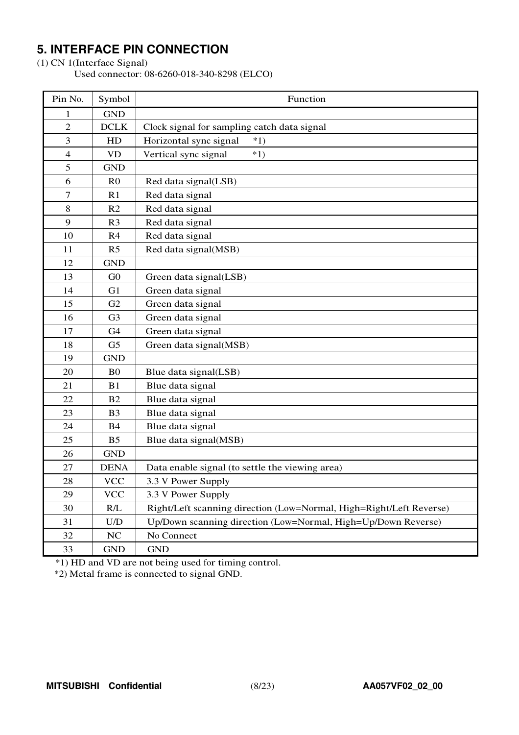## 5. INTERFACE PIN CONNECTION

(1) CN 1(Interface Signal)

Used connector: 08-6260-018-340-8298 (ELCO)

| Pin No. | Symbol | Function |
|---|---|---|
| 1 | GND | |
| 2 | DCLK | Clock signal for sampling catch data signal |
| 3 | HD | Horizontal sync signal *1) |
| 4 | VD | Vertical sync signal *1) |
| 5 | GND | |
| 6 | R0 | Red data signal(LSB) |
| 7 | R1 | Red data signal |
| 8 | R2 | Red data signal |
| 9 | R3 | Red data signal |
| 10 | R4 | Red data signal |
| 11 | R5 | Red data signal(MSB) |
| 12 | GND | |
| 13 | G0 | Green data signal(LSB) |
| 14 | G1 | Green data signal |
| 15 | G2 | Green data signal |
| 16 | G3 | Green data signal |
| 17 | G4 | Green data signal |
| 18 | G5 | Green data signal(MSB) |
| 19 | GND | |
| 20 | B0 | Blue data signal(LSB) |
| 21 | B1 | Blue data signal |
| 22 | B2 | Blue data signal |
| 23 | B3 | Blue data signal |
| 24 | B4 | Blue data signal |
| 25 | B5 | Blue data signal(MSB) |
| 26 | GND | |
| 27 | DENA | Data enable signal (to settle the viewing area) |
| 28 | VCC | 3.3 V Power Supply |
| 29 | VCC | 3.3 V Power Supply |
| 30 | R/L | Right/Left scanning direction (Low=Normal, High=Right/Left Reverse) |
| 31 | U/D | Up/Down scanning direction (Low=Normal, High=Up/Down Reverse) |
| 32 | NC | No Connect |
| 33 | GND | GND |

*1) HD and VD are not being used for timing control.

*2) Metal frame is connected to signal GND.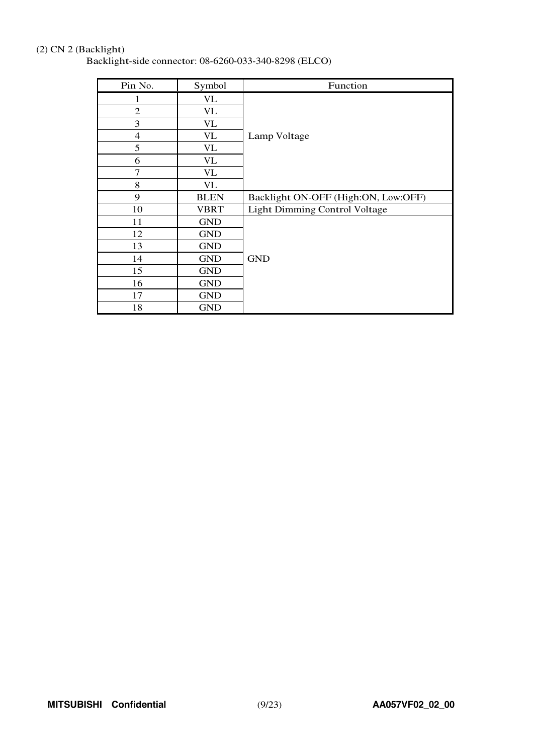(2) CN 2 (Backlight)

Backlight-side connector: 08-6260-033-340-8298 (ELCO)

| Pin No. | Symbol | Function |
|---|---|---|
| 1 | VL | Lamp Voltage |
| 2 | VL | |
| 3 | VL | |
| 4 | VL | |
| 5 | VL | |
| 6 | VL | |
| 7 | VL | |
| 8 | VL | |
| 9 | BLEN | Backlight ON-OFF (High:ON, Low:OFF) |
| 10 | VBRT | Light Dimming Control Voltage |
| 11 | GND | GND |
| 12 | GND | |
| 13 | GND | |
| 14 | GND | |
| 15 | GND | |
| 16 | GND | |
| 17 | GND | |
| 18 | GND | |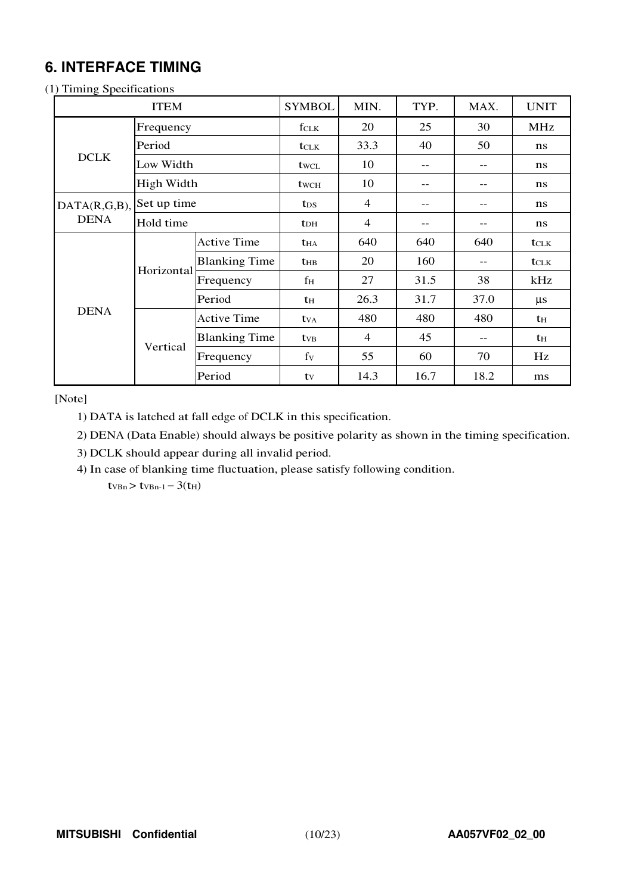## 6. INTERFACE TIMING

(1) Timing Specifications

| ITEM | | | SYMBOL | MIN. | TYP. | MAX. | UNIT |
|---|---|---|---|---|---|---|---|
| DCLK | Frequency | | $f_{CLK}$ | 20 | 25 | 30 | MHz |
| | Period | | $t_{CLK}$ | 33.3 | 40 | 50 | ns |
| | Low Width | | $t_{WCL}$ | 10 | -- | -- | ns |
| | High Width | | $t_{WCH}$ | 10 | -- | -- | ns |
| DATA(R,G,B), DENA | Set up time | | $t_{DS}$ | 4 | -- | -- | ns |
| | Hold time | | $t_{DH}$ | 4 | -- | -- | ns |
| DENA | Horizontal | Active Time | $t_{HA}$ | 640 | 640 | 640 | $t_{CLK}$ |
| | | Blanking Time | $t_{HB}$ | 20 | 160 | -- | $t_{CLK}$ |
| | | Frequency | $f_H$ | 27 | 31.5 | 38 | kHz |
| | | Period | $t_H$ | 26.3 | 31.7 | 37.0 | μs |
| | Vertical | Active Time | $t_{VA}$ | 480 | 480 | 480 | $t_H$ |
| | | Blanking Time | $t_{VB}$ | 4 | 45 | -- | $t_H$ |
| | | Frequency | $f_V$ | 55 | 60 | 70 | Hz |
| | | Period | $t_V$ | 14.3 | 16.7 | 18.2 | ms |

[Note]

1) DATA is latched at fall edge of DCLK in this specification.

2) DENA (Data Enable) should always be positive polarity as shown in the timing specification.

3) DCLK should appear during all invalid period.

4) In case of blanking time fluctuation, please satisfy following condition.

$t_{VBn} > t_{VBn-1} - 3(t_H)$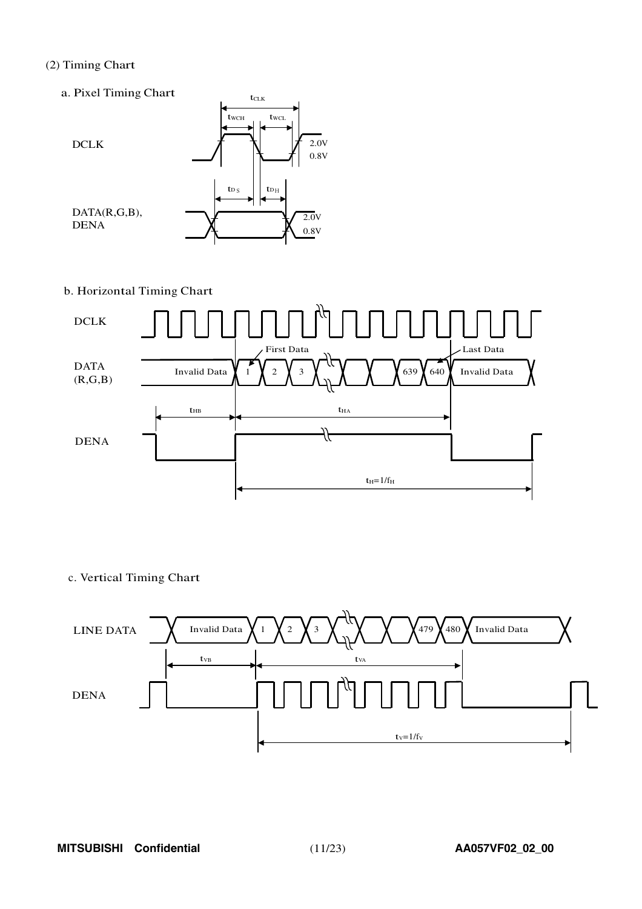(2) Timing Chart

a. Pixel Timing Chart

$t_{CLK}$

$t_{WCH}$ $t_{WCL}$

DCLK 2.0V 0.8V

$t_{DS}$ $t_{DH}$

DATA(R,G,B), DENA 2.0V 0.8V

b. Horizontal Timing Chart

DCLK

First Data Last Data

DATA (R,G,B) Invalid Data 1 2 3 639 640 Invalid Data

$t_{HB}$ $t_{HA}$

DENA

$t_H=1/f_H$

c. Vertical Timing Chart

LINE DATA Invalid Data 1 2 3 479 480 Invalid Data

$t_{VB}$ $t_{VA}$

DENA

$t_V=1/f_V$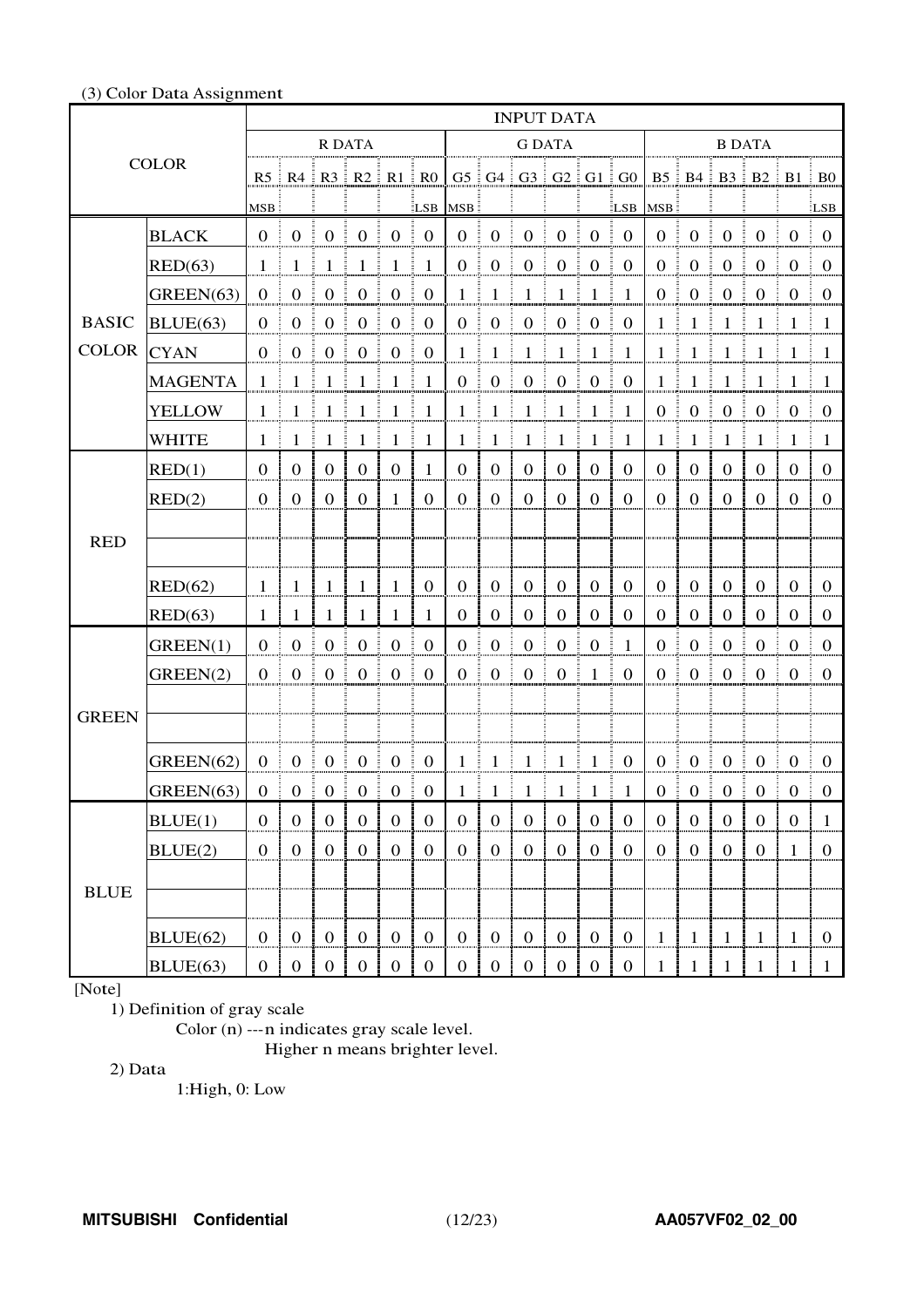(3) Color Data Assignment

| COLOR | | INPUT DATA | | | | | | | | | | | | | | | | | |
|---|---|---|---|---|---|---|---|---|---|---|---|---|---|---|---|---|---|---|---|
| | | R DATA | | | | | | G DATA | | | | | | B DATA | | | | | |
| | | R5 MSB | R4 | R3 | R2 | R1 | R0 LSB | G5 MSB | G4 | G3 | G2 | G1 | G0 LSB | B5 MSB | B4 | B3 | B2 | B1 | B0 LSB |
| BASIC COLOR | BLACK | 0 | 0 | 0 | 0 | 0 | 0 | 0 | 0 | 0 | 0 | 0 | 0 | 0 | 0 | 0 | 0 | 0 | 0 |
| | RED(63) | 1 | 1 | 1 | 1 | 1 | 1 | 0 | 0 | 0 | 0 | 0 | 0 | 0 | 0 | 0 | 0 | 0 | 0 |
| | GREEN(63) | 0 | 0 | 0 | 0 | 0 | 0 | 1 | 1 | 1 | 1 | 1 | 1 | 0 | 0 | 0 | 0 | 0 | 0 |
| | BLUE(63) | 0 | 0 | 0 | 0 | 0 | 0 | 0 | 0 | 0 | 0 | 0 | 0 | 1 | 1 | 1 | 1 | 1 | 1 |
| | CYAN | 0 | 0 | 0 | 0 | 0 | 0 | 1 | 1 | 1 | 1 | 1 | 1 | 1 | 1 | 1 | 1 | 1 | 1 |
| | MAGENTA | 1 | 1 | 1 | 1 | 1 | 1 | 0 | 0 | 0 | 0 | 0 | 0 | 1 | 1 | 1 | 1 | 1 | 1 |
| | YELLOW | 1 | 1 | 1 | 1 | 1 | 1 | 1 | 1 | 1 | 1 | 1 | 1 | 0 | 0 | 0 | 0 | 0 | 0 |
| | WHITE | 1 | 1 | 1 | 1 | 1 | 1 | 1 | 1 | 1 | 1 | 1 | 1 | 1 | 1 | 1 | 1 | 1 | 1 |
| RED | RED(1) | 0 | 0 | 0 | 0 | 0 | 1 | 0 | 0 | 0 | 0 | 0 | 0 | 0 | 0 | 0 | 0 | 0 | 0 |
| | RED(2) | 0 | 0 | 0 | 0 | 1 | 0 | 0 | 0 | 0 | 0 | 0 | 0 | 0 | 0 | 0 | 0 | 0 | 0 |
| | | | | | | | | | | | | | | | | | | | |
| | | | | | | | | | | | | | | | | | | | |
| | RED(62) | 1 | 1 | 1 | 1 | 1 | 0 | 0 | 0 | 0 | 0 | 0 | 0 | 0 | 0 | 0 | 0 | 0 | 0 |
| | RED(63) | 1 | 1 | 1 | 1 | 1 | 1 | 0 | 0 | 0 | 0 | 0 | 0 | 0 | 0 | 0 | 0 | 0 | 0 |
| GREEN | GREEN(1) | 0 | 0 | 0 | 0 | 0 | 0 | 0 | 0 | 0 | 0 | 0 | 1 | 0 | 0 | 0 | 0 | 0 | 0 |
| | GREEN(2) | 0 | 0 | 0 | 0 | 0 | 0 | 0 | 0 | 0 | 0 | 1 | 0 | 0 | 0 | 0 | 0 | 0 | 0 |
| | | | | | | | | | | | | | | | | | | | |
| | | | | | | | | | | | | | | | | | | | |
| | GREEN(62) | 0 | 0 | 0 | 0 | 0 | 0 | 1 | 1 | 1 | 1 | 1 | 0 | 0 | 0 | 0 | 0 | 0 | 0 |
| | GREEN(63) | 0 | 0 | 0 | 0 | 0 | 0 | 1 | 1 | 1 | 1 | 1 | 1 | 0 | 0 | 0 | 0 | 0 | 0 |
| BLUE | BLUE(1) | 0 | 0 | 0 | 0 | 0 | 0 | 0 | 0 | 0 | 0 | 0 | 0 | 0 | 0 | 0 | 0 | 0 | 1 |
| | BLUE(2) | 0 | 0 | 0 | 0 | 0 | 0 | 0 | 0 | 0 | 0 | 0 | 0 | 0 | 0 | 0 | 0 | 1 | 0 |
| | | | | | | | | | | | | | | | | | | | |
| | | | | | | | | | | | | | | | | | | | |
| | BLUE(62) | 0 | 0 | 0 | 0 | 0 | 0 | 0 | 0 | 0 | 0 | 0 | 0 | 1 | 1 | 1 | 1 | 1 | 0 |
| | BLUE(63) | 0 | 0 | 0 | 0 | 0 | 0 | 0 | 0 | 0 | 0 | 0 | 0 | 1 | 1 | 1 | 1 | 1 | 1 |

[Note]

1) Definition of gray scale

Color (n) --- n indicates gray scale level.
Higher n means brighter level.

2) Data

1:High, 0: Low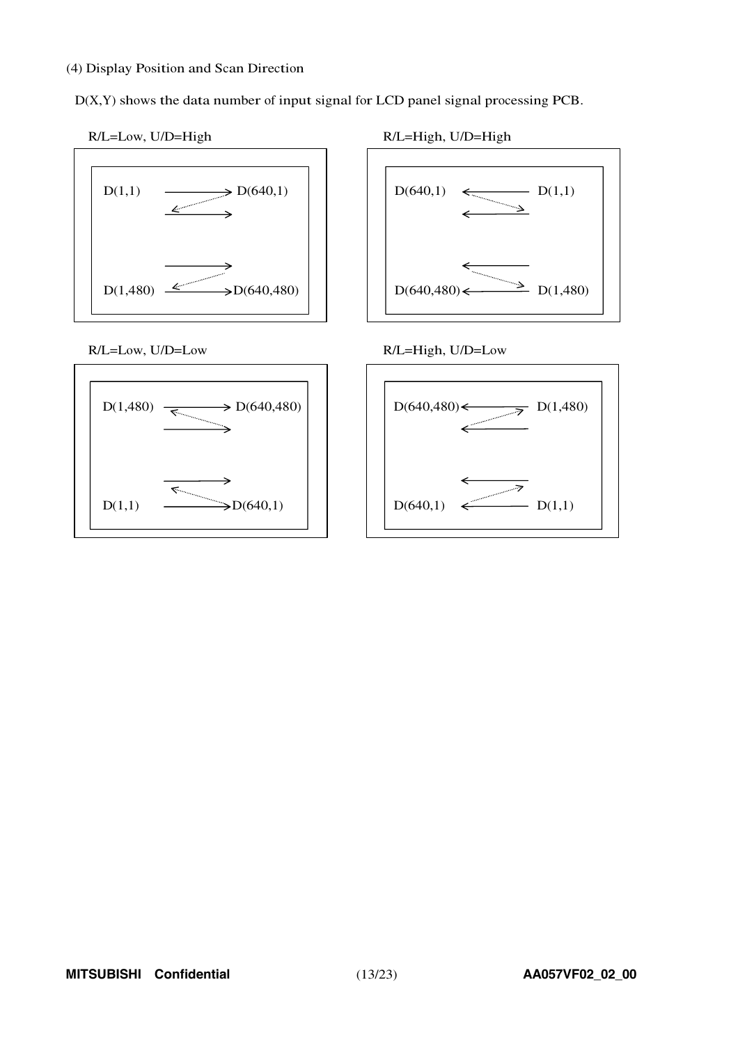(4) Display Position and Scan Direction

D(X,Y) shows the data number of input signal for LCD panel signal processing PCB.

R/L=Low, U/D=High

D(1,1) → D(640,1)

D(1,480) → D(640,480)

R/L=High, U/D=High

D(640,1) ← D(1,1)

D(640,480) ← D(1,480)

R/L=Low, U/D=Low

D(1,480) → D(640,480)

D(1,1) → D(640,1)

R/L=High, U/D=Low

D(640,480) ← D(1,480)

D(640,1) ← D(1,1)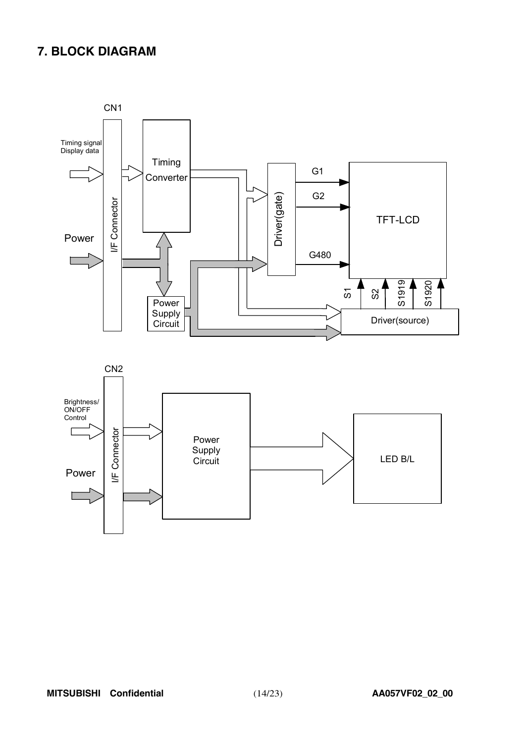# 7. BLOCK DIAGRAM

CN1

Timing signal
Display data

Power

I/F Connector

Timing Converter

Power Supply Circuit

Driver(gate)

G1

G2

G480

TFT-LCD

S1 S2 S1919 S1920

Driver(source)

CN2

Brightness/
ON/OFF
Control

Power

I/F Connector

Power Supply Circuit

LED B/L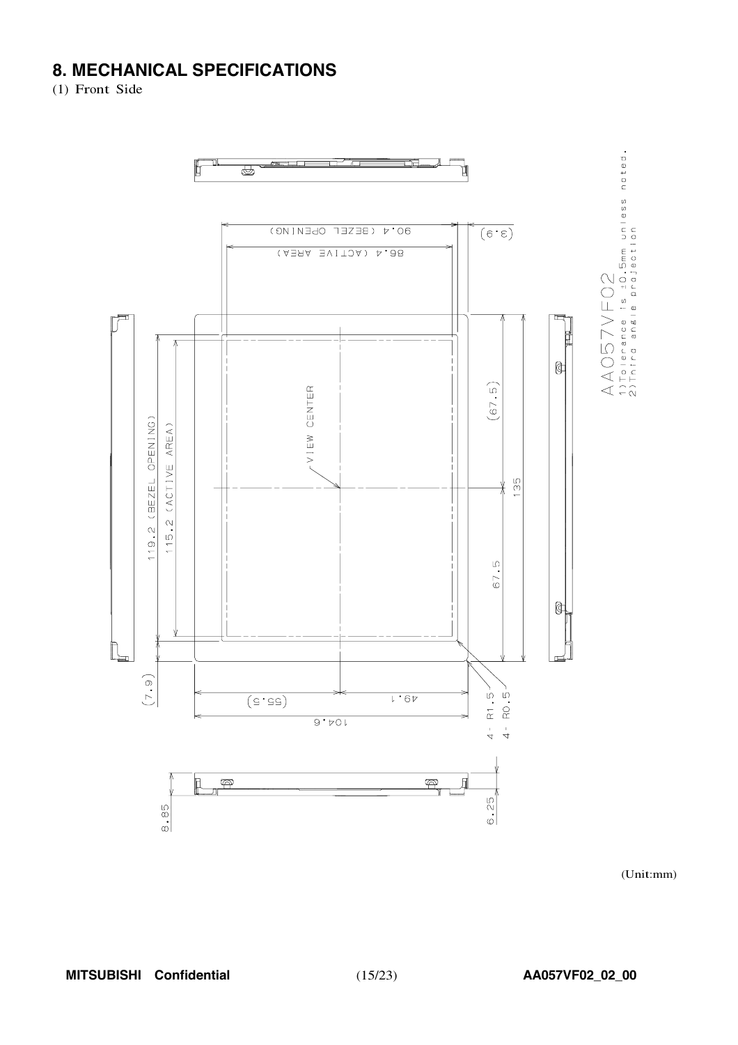# 8. MECHANICAL SPECIFICATIONS

(1) Front Side

90.4 (BEZEL OPENING)

86.4 (ACTIVE AREA)

(3.9)

AA057VF02

1) Tolerance is ±0.5mm unless noted.
2) Third angle projection

VIEW CENTER

119.2 (BEZEL OPENING)

115.2 (ACTIVE AREA)

(67.5)

135

67.5

(7.9)

(55.5)

49.1

104.6

4 - R1.5

4 - R0.5

8.85

6.25

(Unit:mm)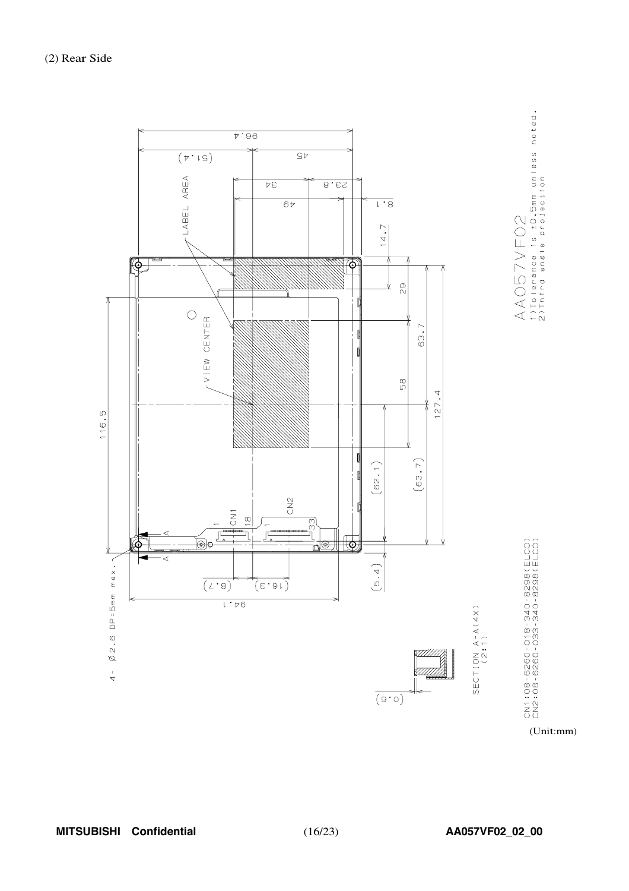(2) Rear Side

96.4

(51.4)

45

34

23.8

49

8.1

LABEL AREA

14.7

29

VIEW CENTER

63.7

58

127.4

116.5

(62.1)

(63.7)

CN1

18

CN2

33

(5.4)

4- Ø2.6 DP=5mm max.

(8.7)

(16.3)

94.1

SECTION A-A(4X) (2:1)

(0.6)

AA057VF02

1)Tolerance is ±0.5mm unless noted.
2)Third angle projection

CN1:08-6260-018-340-829B(ELCO)
CN2:08-6260-033-340-829B(ELCO)

(Unit:mm)

MITSUBISHI Confidential

AA057VF02_02_00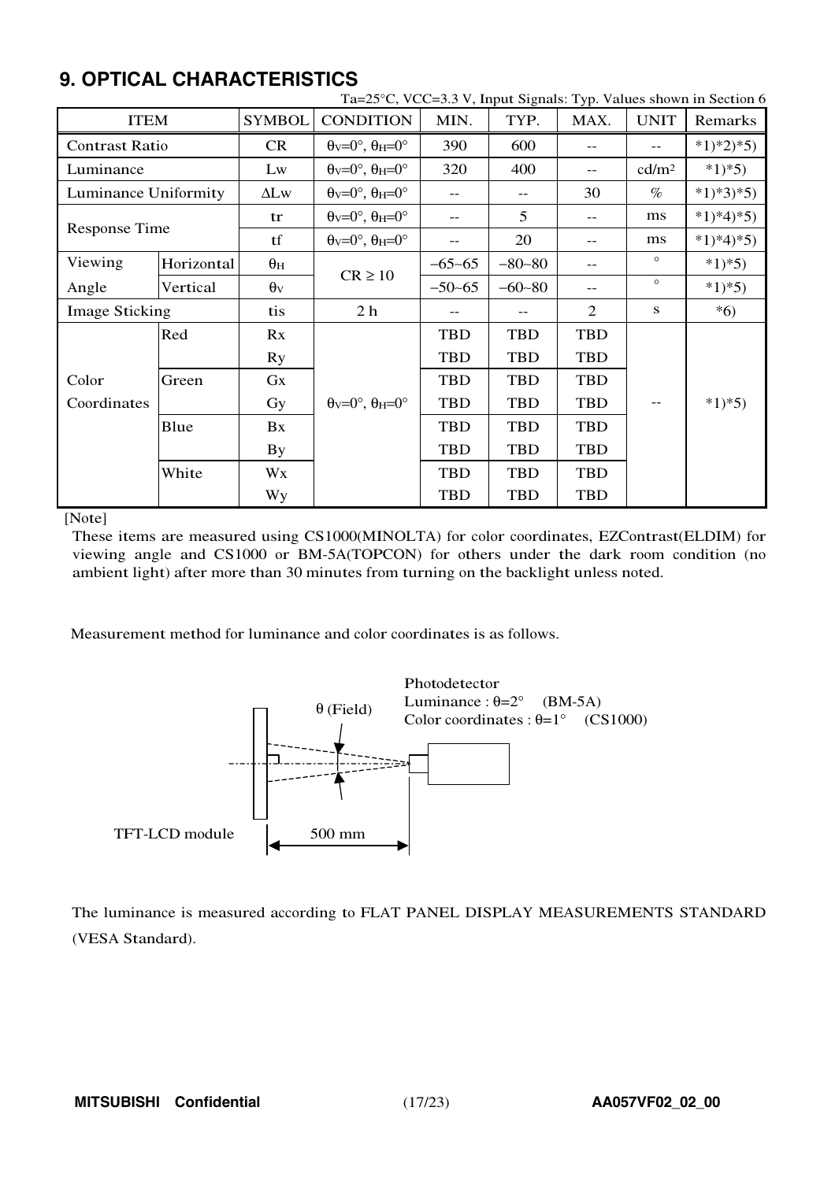## 9. OPTICAL CHARACTERISTICS

Ta=25°C, VCC=3.3 V, Input Signals: Typ. Values shown in Section 6

| ITEM | | SYMBOL | CONDITION | MIN. | TYP. | MAX. | UNIT | Remarks |
|---|---|---|---|---|---|---|---|---|
| Contrast Ratio | | CR | $\theta_V$=0°, $\theta_H$=0° | 390 | 600 | -- | -- | *1)*2)*5) |
| Luminance | | Lw | $\theta_V$=0°, $\theta_H$=0° | 320 | 400 | -- | cd/m² | *1)*5) |
| Luminance Uniformity | | ΔLw | $\theta_V$=0°, $\theta_H$=0° | -- | -- | 30 | % | *1)*3)*5) |
| Response Time | | tr | $\theta_V$=0°, $\theta_H$=0° | -- | 5 | -- | ms | *1)*4)*5) |
| | | tf | $\theta_V$=0°, $\theta_H$=0° | -- | 20 | -- | ms | *1)*4)*5) |
| Viewing Angle | Horizontal | $\theta_H$ | CR ≥ 10 | −65~65 | −80~80 | -- | ° | *1)*5) |
| | Vertical | $\theta_V$ | | −50~65 | −60~80 | -- | ° | *1)*5) |
| Image Sticking | | tis | 2 h | -- | -- | 2 | s | *6) |
| Color Coordinates | Red | Rx | $\theta_V$=0°, $\theta_H$=0° | TBD | TBD | TBD | -- | *1)*5) |
| | | Ry | | TBD | TBD | TBD | | |
| | Green | Gx | | TBD | TBD | TBD | | |
| | | Gy | | TBD | TBD | TBD | | |
| | Blue | Bx | | TBD | TBD | TBD | | |
| | | By | | TBD | TBD | TBD | | |
| | White | Wx | | TBD | TBD | TBD | | |
| | | Wy | | TBD | TBD | TBD | | |

[Note]

These items are measured using CS1000(MINOLTA) for color coordinates, EZContrast(ELDIM) for viewing angle and CS1000 or BM-5A(TOPCON) for others under the dark room condition (no ambient light) after more than 30 minutes from turning on the backlight unless noted.

Measurement method for luminance and color coordinates is as follows.

Photodetector
Luminance : θ=2° (BM-5A)
Color coordinates : θ=1° (CS1000)

θ (Field)

TFT-LCD module

500 mm

The luminance is measured according to FLAT PANEL DISPLAY MEASUREMENTS STANDARD (VESA Standard).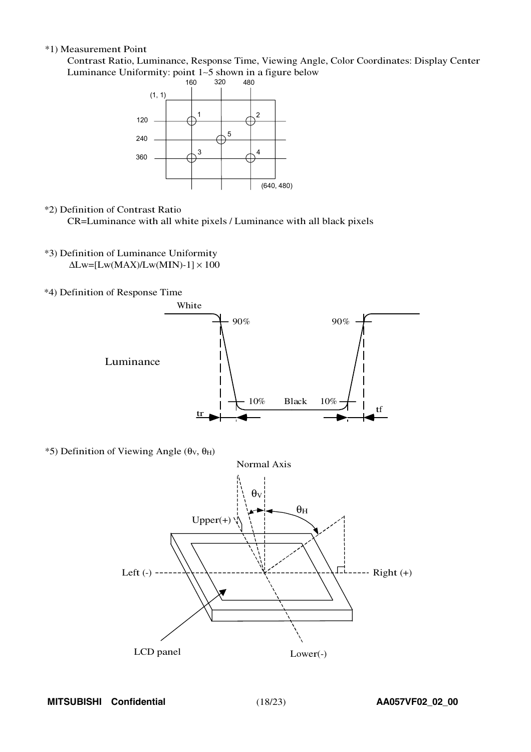*1) Measurement Point

Contrast Ratio, Luminance, Response Time, Viewing Angle, Color Coordinates: Display Center

Luminance Uniformity: point 1~5 shown in a figure below

*2) Definition of Contrast Ratio

CR=Luminance with all white pixels / Luminance with all black pixels

*3) Definition of Luminance Uniformity

$\Delta Lw=[Lw(MAX)/Lw(MIN)-1] \times 100$

*4) Definition of Response Time

*5) Definition of Viewing Angle ($\theta_V$, $\theta_H$)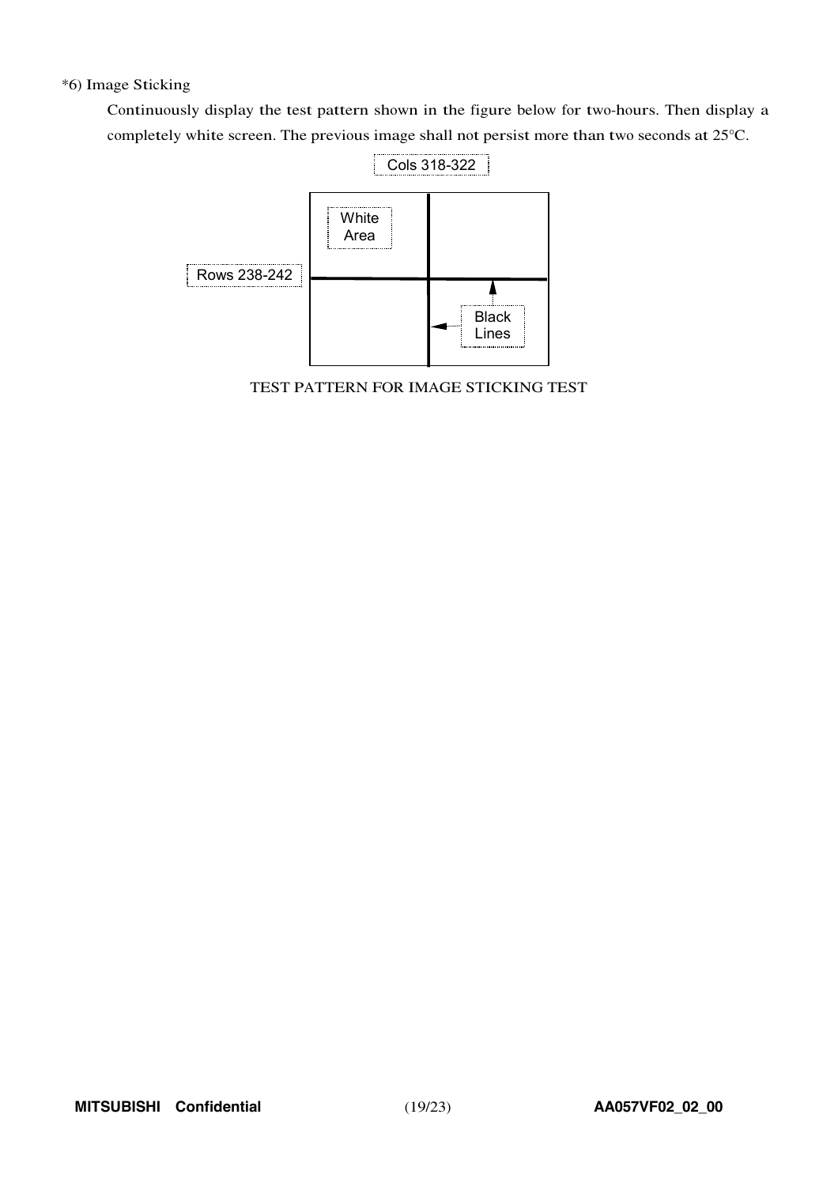*6) Image Sticking

Continuously display the test pattern shown in the figure below for two-hours. Then display a completely white screen. The previous image shall not persist more than two seconds at 25°C.

Cols 318-322

White Area

Rows 238-242

Black Lines

TEST PATTERN FOR IMAGE STICKING TEST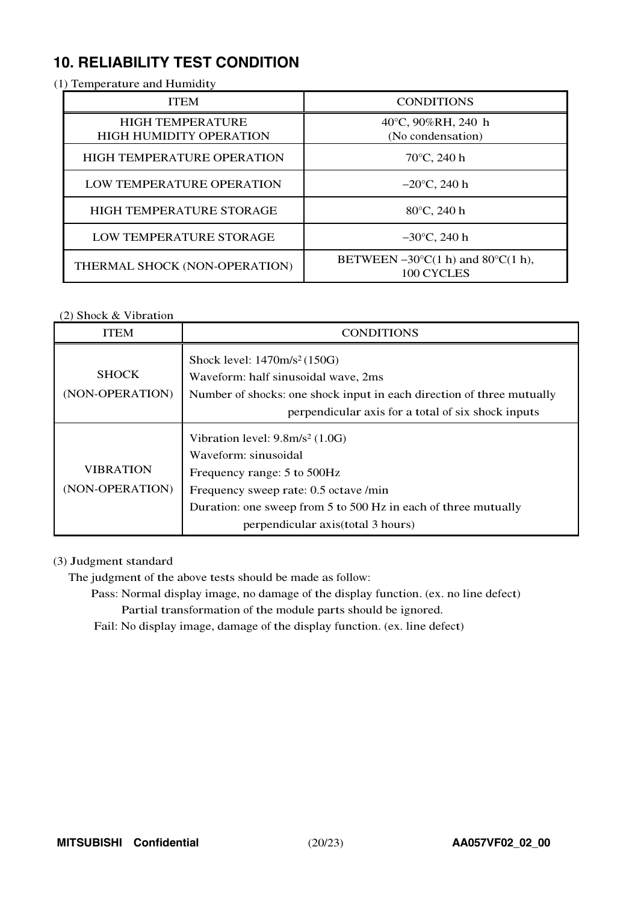## 10. RELIABILITY TEST CONDITION

(1) Temperature and Humidity

| ITEM | CONDITIONS |
| --- | --- |
| HIGH TEMPERATURE HIGH HUMIDITY OPERATION | 40°C, 90%RH, 240 h (No condensation) |
| HIGH TEMPERATURE OPERATION | 70°C, 240 h |
| LOW TEMPERATURE OPERATION | −20°C, 240 h |
| HIGH TEMPERATURE STORAGE | 80°C, 240 h |
| LOW TEMPERATURE STORAGE | −30°C, 240 h |
| THERMAL SHOCK (NON-OPERATION) | BETWEEN −30°C(1 h) and 80°C(1 h), 100 CYCLES |

(2) Shock & Vibration

| ITEM | CONDITIONS |
| --- | --- |
| SHOCK (NON-OPERATION) | Shock level: $1470m/s^2$ (150G)<br>Waveform: half sinusoidal wave, 2ms<br>Number of shocks: one shock input in each direction of three mutually perpendicular axis for a total of six shock inputs |
| VIBRATION (NON-OPERATION) | Vibration level: $9.8m/s^2$ (1.0G)<br>Waveform: sinusoidal<br>Frequency range: 5 to 500Hz<br>Frequency sweep rate: 0.5 octave /min<br>Duration: one sweep from 5 to 500 Hz in each of three mutually perpendicular axis(total 3 hours) |

(3) Judgment standard

The judgment of the above tests should be made as follow:

Pass: Normal display image, no damage of the display function. (ex. no line defect)
Partial transformation of the module parts should be ignored.

Fail: No display image, damage of the display function. (ex. line defect)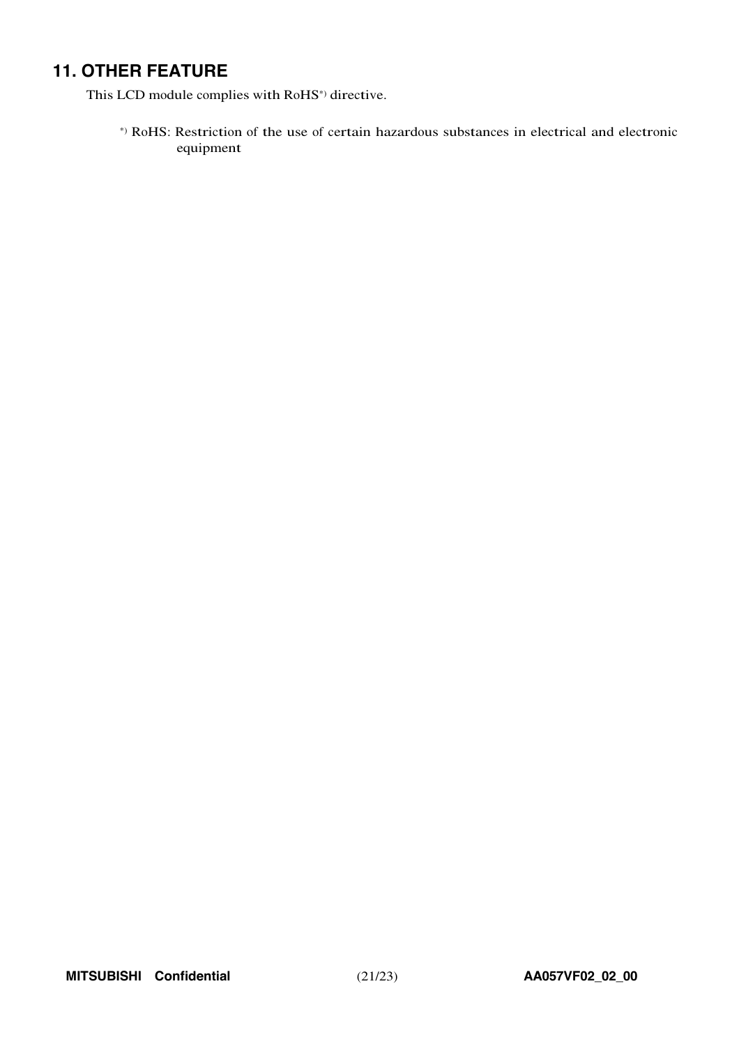## 11. OTHER FEATURE

This LCD module complies with RoHS*) directive.

*) RoHS: Restriction of the use of certain hazardous substances in electrical and electronic equipment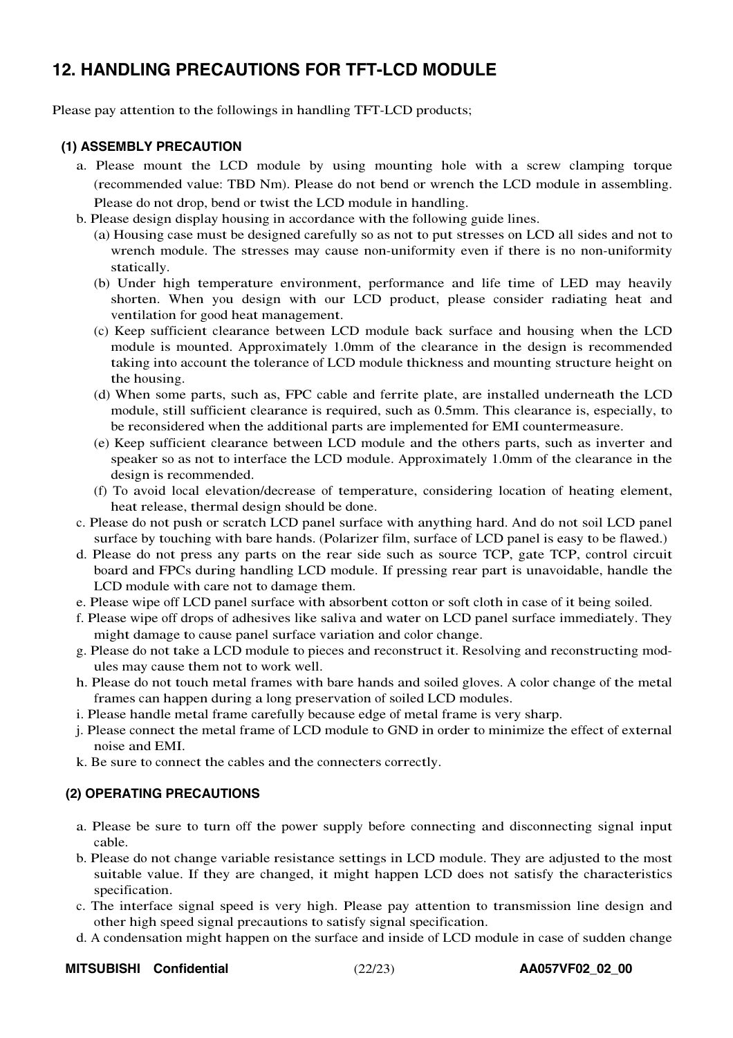## 12. HANDLING PRECAUTIONS FOR TFT-LCD MODULE

Please pay attention to the followings in handling TFT-LCD products;

### (1) ASSEMBLY PRECAUTION

a. Please mount the LCD module by using mounting hole with a screw clamping torque (recommended value: TBD Nm). Please do not bend or wrench the LCD module in assembling. Please do not drop, bend or twist the LCD module in handling.

b. Please design display housing in accordance with the following guide lines.

(a) Housing case must be designed carefully so as not to put stresses on LCD all sides and not to wrench module. The stresses may cause non-uniformity even if there is no non-uniformity statically.

(b) Under high temperature environment, performance and life time of LED may heavily shorten. When you design with our LCD product, please consider radiating heat and ventilation for good heat management.

(c) Keep sufficient clearance between LCD module back surface and housing when the LCD module is mounted. Approximately 1.0mm of the clearance in the design is recommended taking into account the tolerance of LCD module thickness and mounting structure height on the housing.

(d) When some parts, such as, FPC cable and ferrite plate, are installed underneath the LCD module, still sufficient clearance is required, such as 0.5mm. This clearance is, especially, to be reconsidered when the additional parts are implemented for EMI countermeasure.

(e) Keep sufficient clearance between LCD module and the others parts, such as inverter and speaker so as not to interface the LCD module. Approximately 1.0mm of the clearance in the design is recommended.

(f) To avoid local elevation/decrease of temperature, considering location of heating element, heat release, thermal design should be done.

c. Please do not push or scratch LCD panel surface with anything hard. And do not soil LCD panel surface by touching with bare hands. (Polarizer film, surface of LCD panel is easy to be flawed.)

d. Please do not press any parts on the rear side such as source TCP, gate TCP, control circuit board and FPCs during handling LCD module. If pressing rear part is unavoidable, handle the LCD module with care not to damage them.

e. Please wipe off LCD panel surface with absorbent cotton or soft cloth in case of it being soiled.

f. Please wipe off drops of adhesives like saliva and water on LCD panel surface immediately. They might damage to cause panel surface variation and color change.

g. Please do not take a LCD module to pieces and reconstruct it. Resolving and reconstructing modules may cause them not to work well.

h. Please do not touch metal frames with bare hands and soiled gloves. A color change of the metal frames can happen during a long preservation of soiled LCD modules.

i. Please handle metal frame carefully because edge of metal frame is very sharp.

j. Please connect the metal frame of LCD module to GND in order to minimize the effect of external noise and EMI.

k. Be sure to connect the cables and the connecters correctly.

### (2) OPERATING PRECAUTIONS

a. Please be sure to turn off the power supply before connecting and disconnecting signal input cable.

b. Please do not change variable resistance settings in LCD module. They are adjusted to the most suitable value. If they are changed, it might happen LCD does not satisfy the characteristics specification.

c. The interface signal speed is very high. Please pay attention to transmission line design and other high speed signal precautions to satisfy signal specification.

d. A condensation might happen on the surface and inside of LCD module in case of sudden change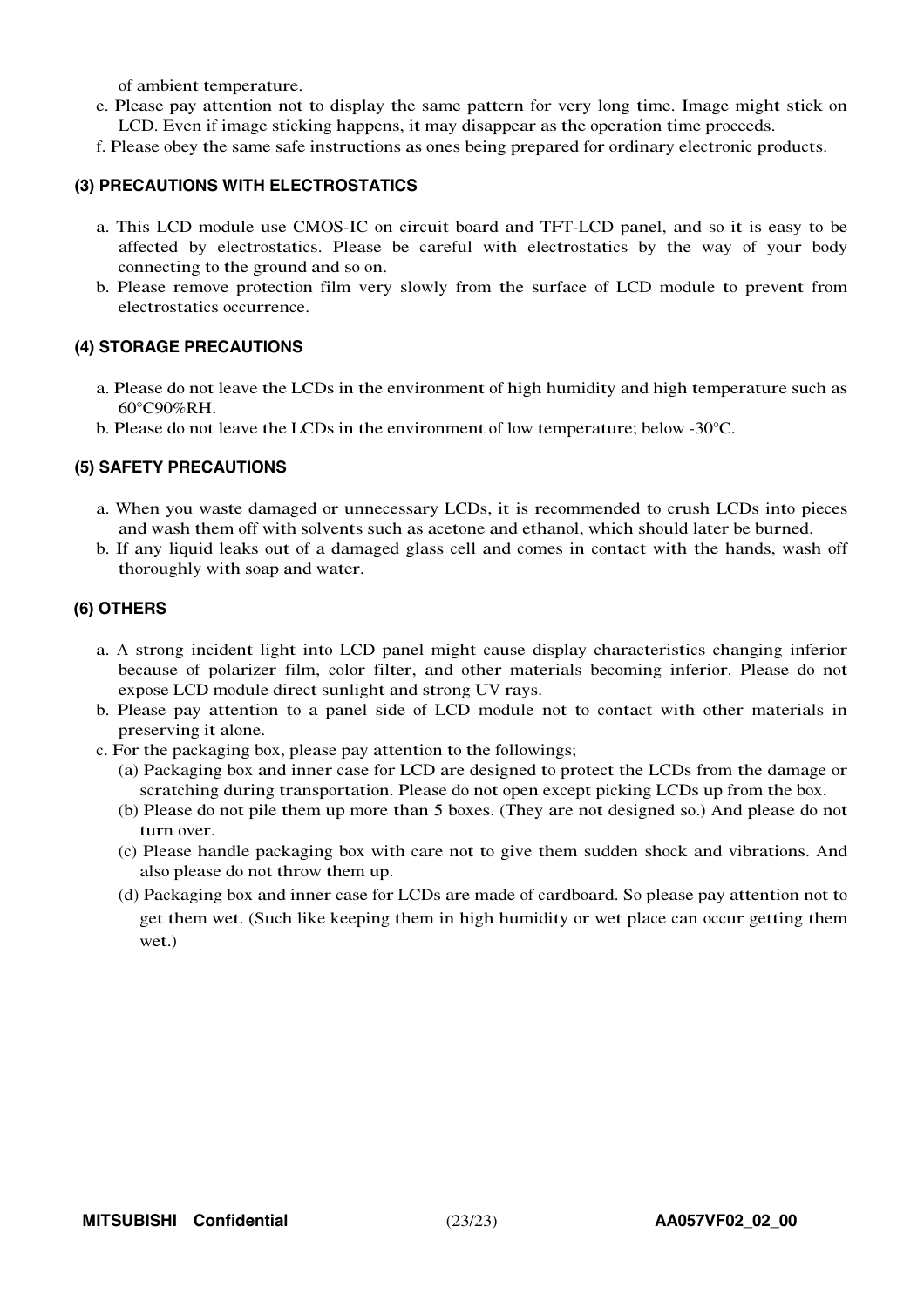of ambient temperature.

e. Please pay attention not to display the same pattern for very long time. Image might stick on LCD. Even if image sticking happens, it may disappear as the operation time proceeds.

f. Please obey the same safe instructions as ones being prepared for ordinary electronic products.

### (3) PRECAUTIONS WITH ELECTROSTATICS

a. This LCD module use CMOS-IC on circuit board and TFT-LCD panel, and so it is easy to be affected by electrostatics. Please be careful with electrostatics by the way of your body connecting to the ground and so on.

b. Please remove protection film very slowly from the surface of LCD module to prevent from electrostatics occurrence.

### (4) STORAGE PRECAUTIONS

a. Please do not leave the LCDs in the environment of high humidity and high temperature such as 60°C90%RH.

b. Please do not leave the LCDs in the environment of low temperature; below -30°C.

### (5) SAFETY PRECAUTIONS

a. When you waste damaged or unnecessary LCDs, it is recommended to crush LCDs into pieces and wash them off with solvents such as acetone and ethanol, which should later be burned.

b. If any liquid leaks out of a damaged glass cell and comes in contact with the hands, wash off thoroughly with soap and water.

### (6) OTHERS

a. A strong incident light into LCD panel might cause display characteristics changing inferior because of polarizer film, color filter, and other materials becoming inferior. Please do not expose LCD module direct sunlight and strong UV rays.

b. Please pay attention to a panel side of LCD module not to contact with other materials in preserving it alone.

c. For the packaging box, please pay attention to the followings;

(a) Packaging box and inner case for LCD are designed to protect the LCDs from the damage or scratching during transportation. Please do not open except picking LCDs up from the box.

(b) Please do not pile them up more than 5 boxes. (They are not designed so.) And please do not turn over.

(c) Please handle packaging box with care not to give them sudden shock and vibrations. And also please do not throw them up.

(d) Packaging box and inner case for LCDs are made of cardboard. So please pay attention not to get them wet. (Such like keeping them in high humidity or wet place can occur getting them wet.)